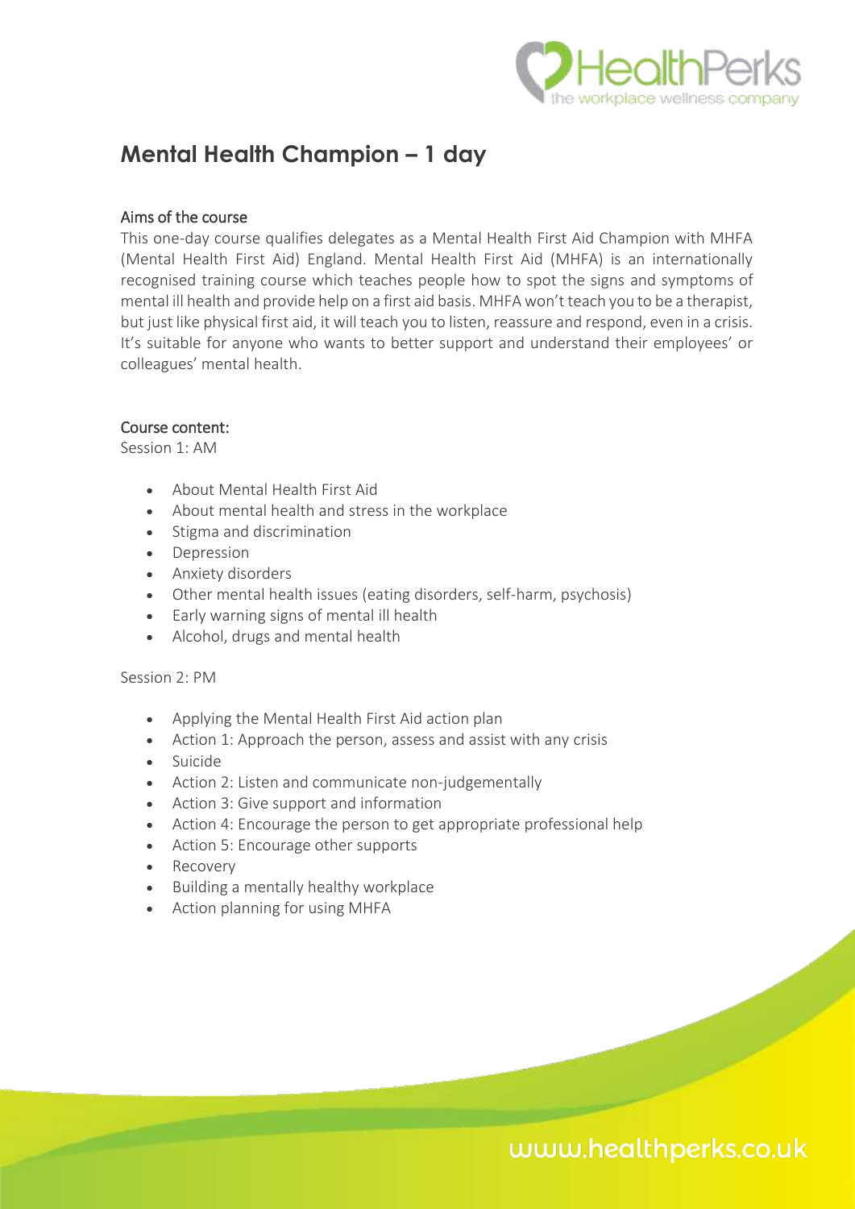# Mental Health Champion – 1 day

## Aims of the course

This one-day course qualifies delegates as a Mental Health First Aid Champion with MHFA (Mental Health First Aid) England. Mental Health First Aid (MHFA) is an internationally recognised training course which teaches people how to spot the signs and symptoms of mental ill health and provide help on a first aid basis. MHFA won't teach you to be a therapist, but just like physical first aid, it will teach you to listen, reassure and respond, even in a crisis. It's suitable for anyone who wants to better support and understand their employees' or colleagues' mental health.

## Course content:

Session 1: AM

- About Mental Health First Aid
- About mental health and stress in the workplace
- Stigma and discrimination
- Depression
- Anxiety disorders
- Other mental health issues (eating disorders, self-harm, psychosis)
- Early warning signs of mental ill health
- Alcohol, drugs and mental health

Session 2: PM

- Applying the Mental Health First Aid action plan
- Action 1: Approach the person, assess and assist with any crisis
- Suicide
- Action 2: Listen and communicate non-judgementally
- Action 3: Give support and information
- Action 4: Encourage the person to get appropriate professional help
- Action 5: Encourage other supports
- Recovery
- Building a mentally healthy workplace
- Action planning for using MHFA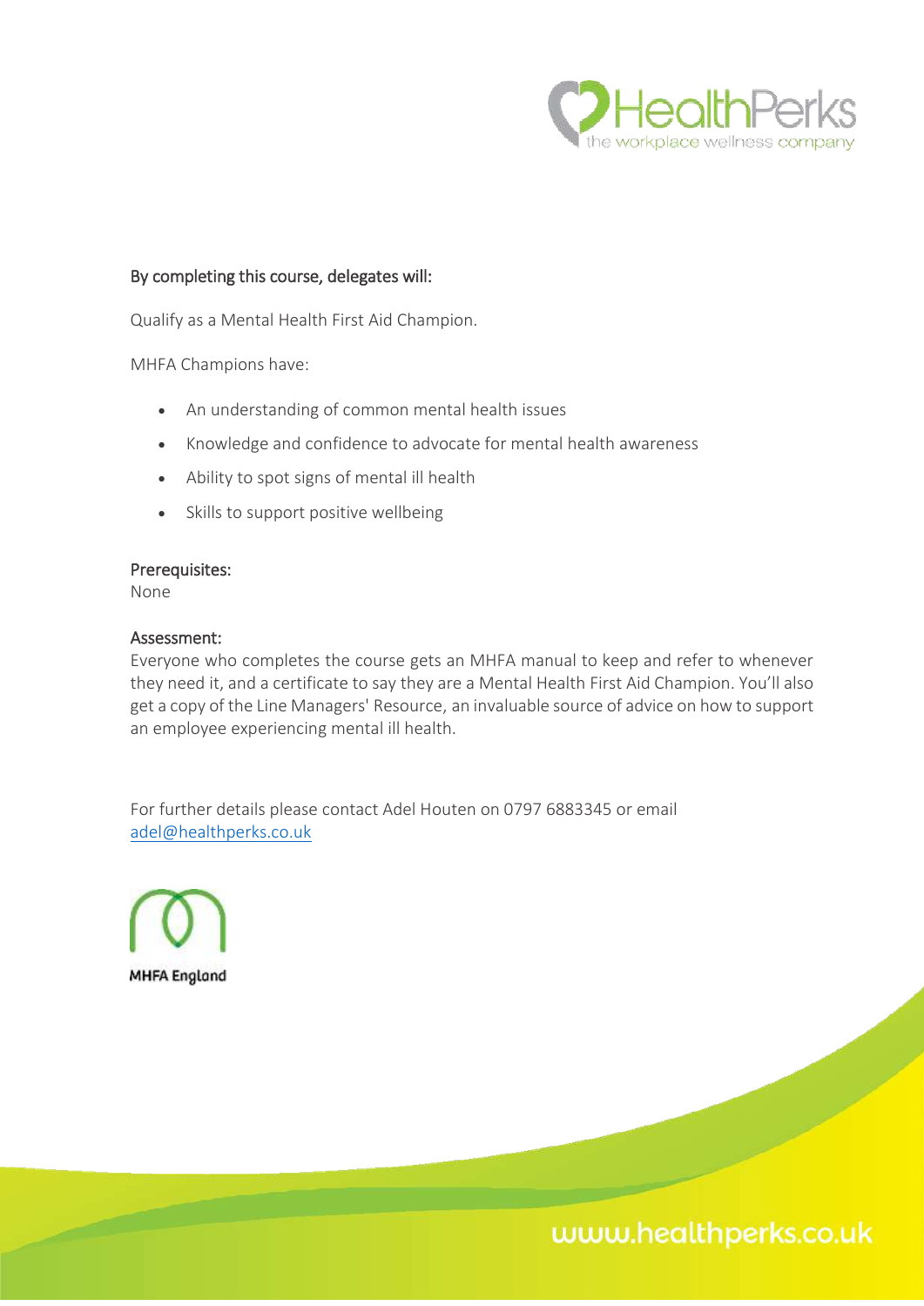By completing this course, delegates will:

Qualify as a Mental Health First Aid Champion.

MHFA Champions have:

- An understanding of common mental health issues
- Knowledge and confidence to advocate for mental health awareness
- Ability to spot signs of mental ill health
- Skills to support positive wellbeing

Prerequisites:
None

Assessment:
Everyone who completes the course gets an MHFA manual to keep and refer to whenever they need it, and a certificate to say they are a Mental Health First Aid Champion. You'll also get a copy of the Line Managers' Resource, an invaluable source of advice on how to support an employee experiencing mental ill health.

For further details please contact Adel Houten on 0797 6883345 or email adel@healthperks.co.uk

MHFA England

www.healthperks.co.uk